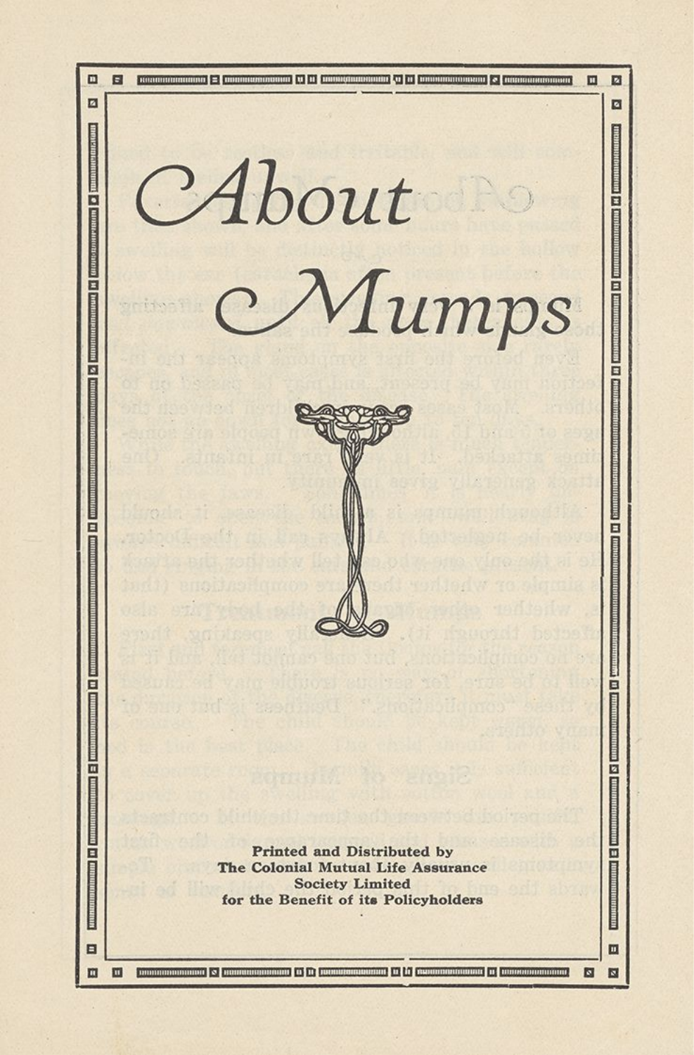# About Mumps

**Printed and Distributed by**
**The Colonial Mutual Life Assurance**
**Society Limited**
**for the Benefit of its Policyholders**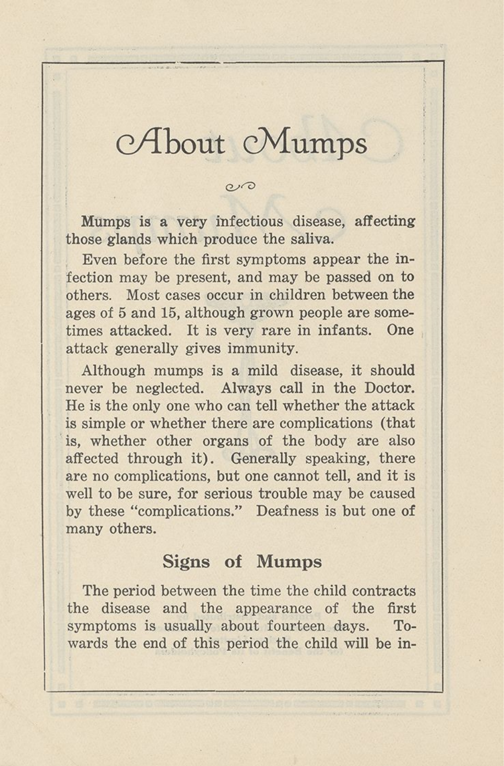# About Mumps

Mumps is a very infectious disease, affecting those glands which produce the saliva.

Even before the first symptoms appear the infection may be present, and may be passed on to others. Most cases occur in children between the ages of 5 and 15, although grown people are sometimes attacked. It is very rare in infants. One attack generally gives immunity.

Although mumps is a mild disease, it should never be neglected. Always call in the Doctor. He is the only one who can tell whether the attack is simple or whether there are complications (that is, whether other organs of the body are also affected through it). Generally speaking, there are no complications, but one cannot tell, and it is well to be sure, for serious trouble may be caused by these "complications." Deafness is but one of many others.

## Signs of Mumps

The period between the time the child contracts the disease and the appearance of the first symptoms is usually about fourteen days. Towards the end of this period the child will be in-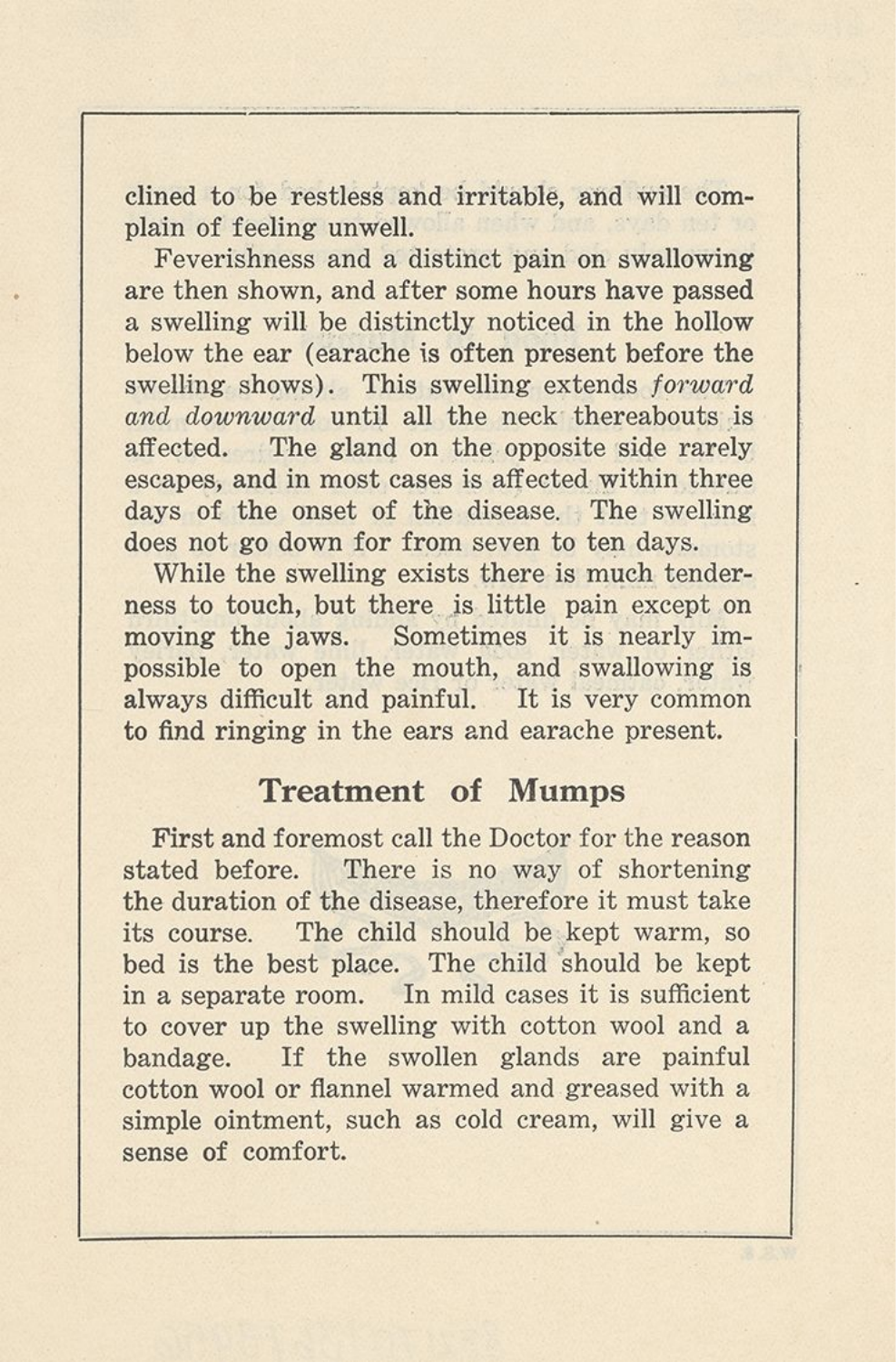clined to be restless and irritable, and will complain of feeling unwell.

Feverishness and a distinct pain on swallowing are then shown, and after some hours have passed a swelling will be distinctly noticed in the hollow below the ear (earache is often present before the swelling shows). This swelling extends *forward and downward* until all the neck thereabouts is affected. The gland on the opposite side rarely escapes, and in most cases is affected within three days of the onset of the disease. The swelling does not go down for from seven to ten days.

While the swelling exists there is much tenderness to touch, but there is little pain except on moving the jaws. Sometimes it is nearly impossible to open the mouth, and swallowing is always difficult and painful. It is very common to find ringing in the ears and earache present.

## Treatment of Mumps

First and foremost call the Doctor for the reason stated before. There is no way of shortening the duration of the disease, therefore it must take its course. The child should be kept warm, so bed is the best place. The child should be kept in a separate room. In mild cases it is sufficient to cover up the swelling with cotton wool and a bandage. If the swollen glands are painful cotton wool or flannel warmed and greased with a simple ointment, such as cold cream, will give a sense of comfort.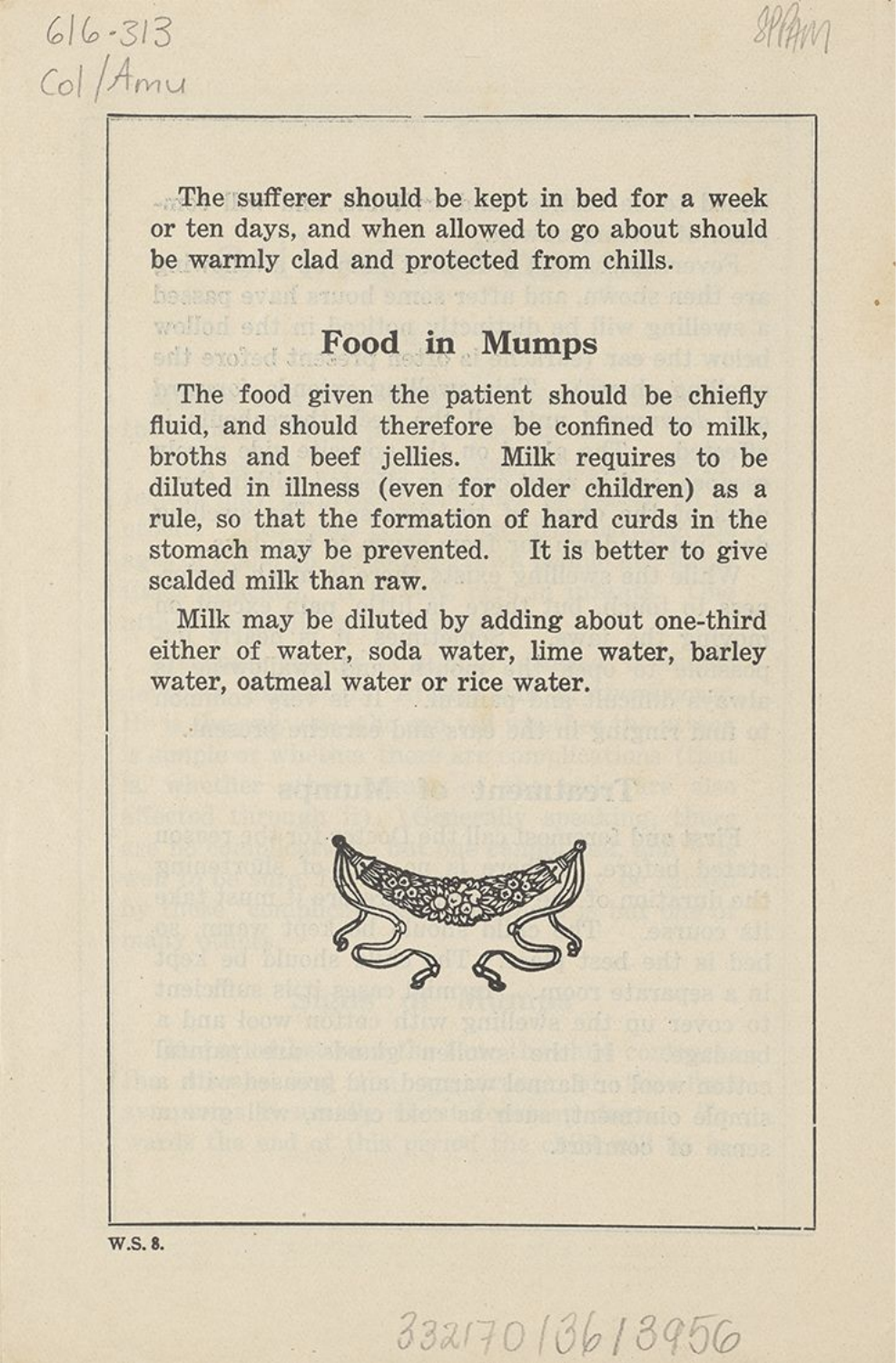The sufferer should be kept in bed for a week or ten days, and when allowed to go about should be warmly clad and protected from chills.

## Food in Mumps

The food given the patient should be chiefly fluid, and should therefore be confined to milk, broths and beef jellies. Milk requires to be diluted in illness (even for older children) as a rule, so that the formation of hard curds in the stomach may be prevented. It is better to give scalded milk than raw.

Milk may be diluted by adding about one-third either of water, soda water, lime water, barley water, oatmeal water or rice water.

W.S. 8.